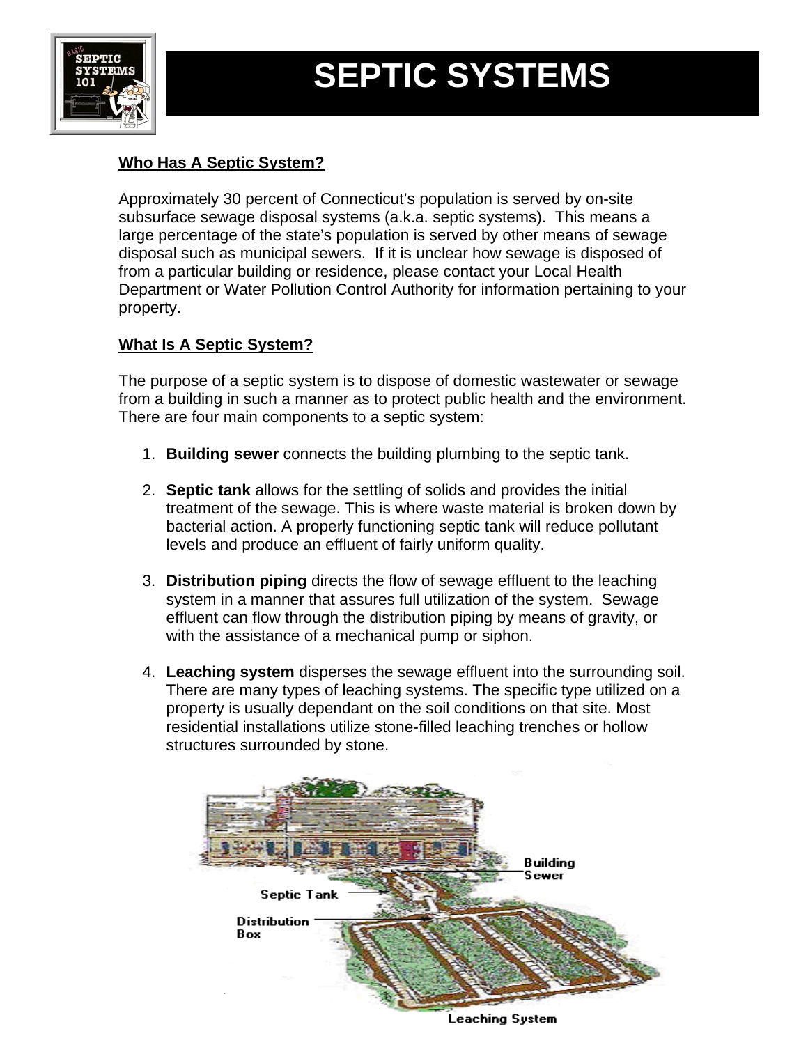# SEPTIC SYSTEMS

## Who Has A Septic System?

Approximately 30 percent of Connecticut's population is served by on-site subsurface sewage disposal systems (a.k.a. septic systems). This means a large percentage of the state's population is served by other means of sewage disposal such as municipal sewers. If it is unclear how sewage is disposed of from a particular building or residence, please contact your Local Health Department or Water Pollution Control Authority for information pertaining to your property.

## What Is A Septic System?

The purpose of a septic system is to dispose of domestic wastewater or sewage from a building in such a manner as to protect public health and the environment. There are four main components to a septic system:

1. **Building sewer** connects the building plumbing to the septic tank.

2. **Septic tank** allows for the settling of solids and provides the initial treatment of the sewage. This is where waste material is broken down by bacterial action. A properly functioning septic tank will reduce pollutant levels and produce an effluent of fairly uniform quality.

3. **Distribution piping** directs the flow of sewage effluent to the leaching system in a manner that assures full utilization of the system. Sewage effluent can flow through the distribution piping by means of gravity, or with the assistance of a mechanical pump or siphon.

4. **Leaching system** disperses the sewage effluent into the surrounding soil. There are many types of leaching systems. The specific type utilized on a property is usually dependant on the soil conditions on that site. Most residential installations utilize stone-filled leaching trenches or hollow structures surrounded by stone.

Building Sewer

Septic Tank

Distribution Box

Leaching System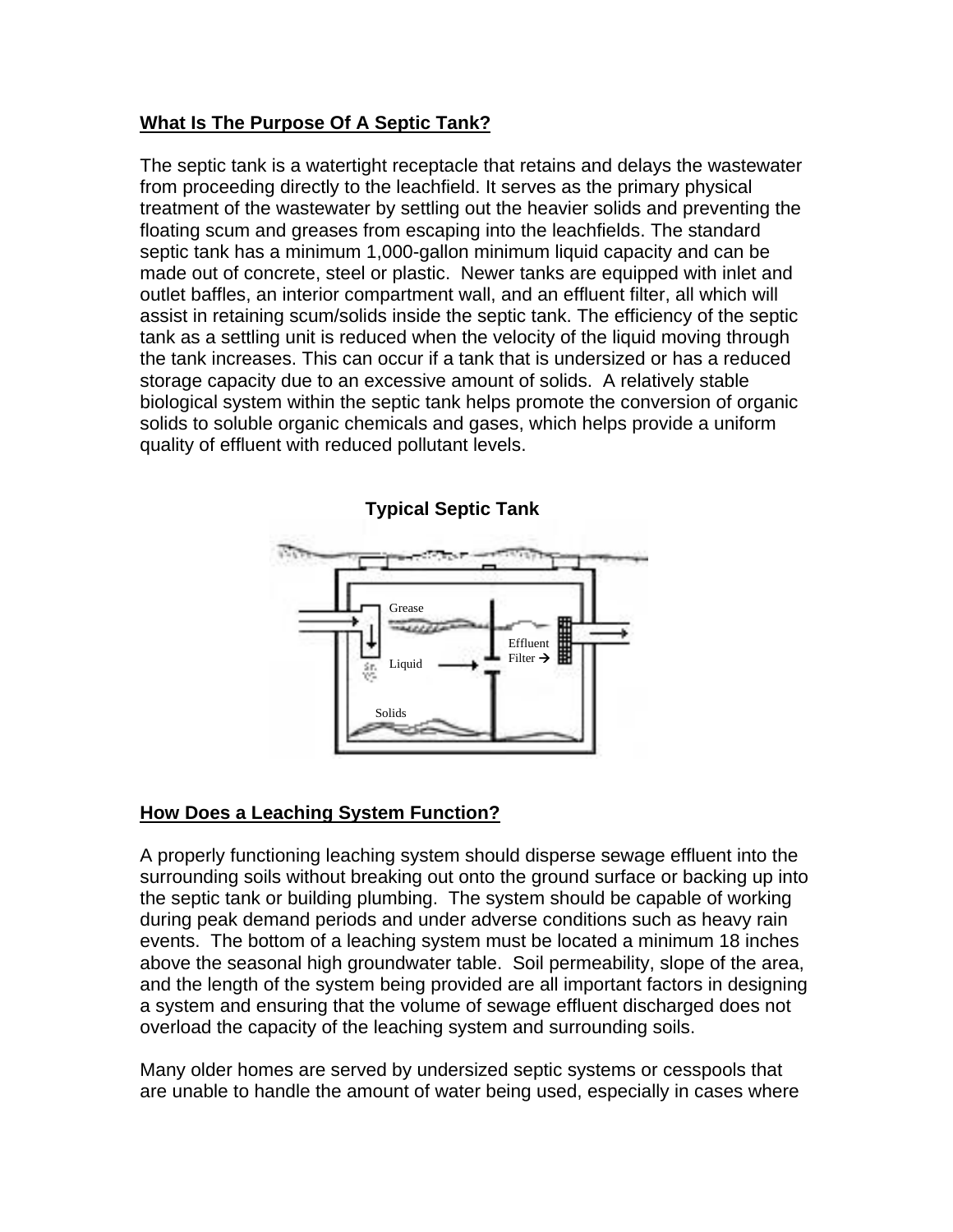## What Is The Purpose Of A Septic Tank?

The septic tank is a watertight receptacle that retains and delays the wastewater from proceeding directly to the leachfield. It serves as the primary physical treatment of the wastewater by settling out the heavier solids and preventing the floating scum and greases from escaping into the leachfields. The standard septic tank has a minimum 1,000-gallon minimum liquid capacity and can be made out of concrete, steel or plastic. Newer tanks are equipped with inlet and outlet baffles, an interior compartment wall, and an effluent filter, all which will assist in retaining scum/solids inside the septic tank. The efficiency of the septic tank as a settling unit is reduced when the velocity of the liquid moving through the tank increases. This can occur if a tank that is undersized or has a reduced storage capacity due to an excessive amount of solids. A relatively stable biological system within the septic tank helps promote the conversion of organic solids to soluble organic chemicals and gases, which helps provide a uniform quality of effluent with reduced pollutant levels.

**Typical Septic Tank**

Grease

Effluent Filter →

Liquid

Solids

## How Does a Leaching System Function?

A properly functioning leaching system should disperse sewage effluent into the surrounding soils without breaking out onto the ground surface or backing up into the septic tank or building plumbing. The system should be capable of working during peak demand periods and under adverse conditions such as heavy rain events. The bottom of a leaching system must be located a minimum 18 inches above the seasonal high groundwater table. Soil permeability, slope of the area, and the length of the system being provided are all important factors in designing a system and ensuring that the volume of sewage effluent discharged does not overload the capacity of the leaching system and surrounding soils.

Many older homes are served by undersized septic systems or cesspools that are unable to handle the amount of water being used, especially in cases where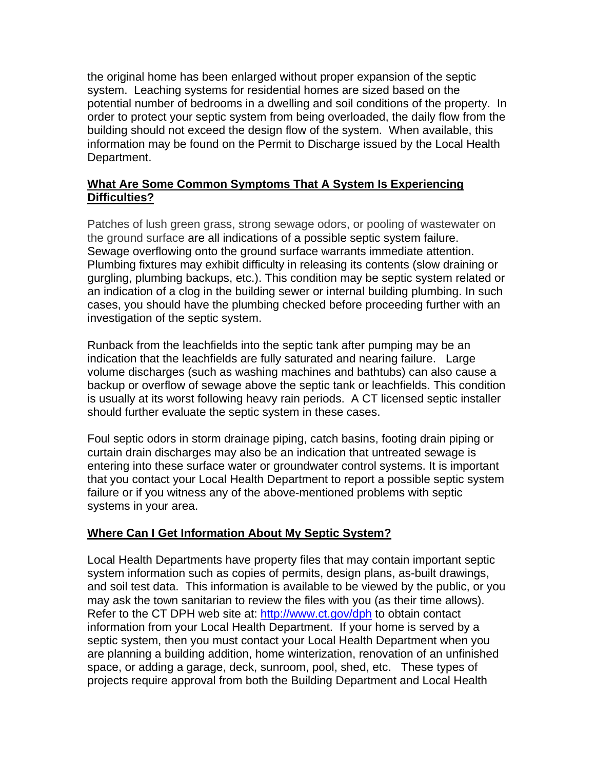the original home has been enlarged without proper expansion of the septic system. Leaching systems for residential homes are sized based on the potential number of bedrooms in a dwelling and soil conditions of the property. In order to protect your septic system from being overloaded, the daily flow from the building should not exceed the design flow of the system. When available, this information may be found on the Permit to Discharge issued by the Local Health Department.

## What Are Some Common Symptoms That A System Is Experiencing Difficulties?

Patches of lush green grass, strong sewage odors, or pooling of wastewater on the ground surface are all indications of a possible septic system failure. Sewage overflowing onto the ground surface warrants immediate attention. Plumbing fixtures may exhibit difficulty in releasing its contents (slow draining or gurgling, plumbing backups, etc.). This condition may be septic system related or an indication of a clog in the building sewer or internal building plumbing. In such cases, you should have the plumbing checked before proceeding further with an investigation of the septic system.

Runback from the leachfields into the septic tank after pumping may be an indication that the leachfields are fully saturated and nearing failure. Large volume discharges (such as washing machines and bathtubs) can also cause a backup or overflow of sewage above the septic tank or leachfields. This condition is usually at its worst following heavy rain periods. A CT licensed septic installer should further evaluate the septic system in these cases.

Foul septic odors in storm drainage piping, catch basins, footing drain piping or curtain drain discharges may also be an indication that untreated sewage is entering into these surface water or groundwater control systems. It is important that you contact your Local Health Department to report a possible septic system failure or if you witness any of the above-mentioned problems with septic systems in your area.

## Where Can I Get Information About My Septic System?

Local Health Departments have property files that may contain important septic system information such as copies of permits, design plans, as-built drawings, and soil test data. This information is available to be viewed by the public, or you may ask the town sanitarian to review the files with you (as their time allows). Refer to the CT DPH web site at: http://www.ct.gov/dph to obtain contact information from your Local Health Department. If your home is served by a septic system, then you must contact your Local Health Department when you are planning a building addition, home winterization, renovation of an unfinished space, or adding a garage, deck, sunroom, pool, shed, etc. These types of projects require approval from both the Building Department and Local Health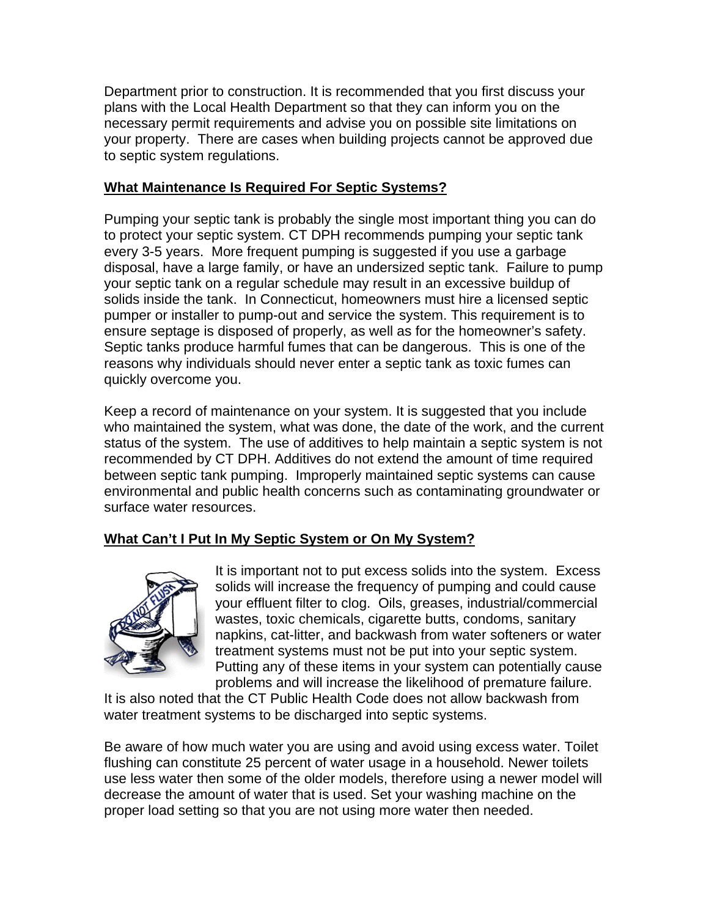Department prior to construction. It is recommended that you first discuss your plans with the Local Health Department so that they can inform you on the necessary permit requirements and advise you on possible site limitations on your property. There are cases when building projects cannot be approved due to septic system regulations.

## What Maintenance Is Required For Septic Systems?

Pumping your septic tank is probably the single most important thing you can do to protect your septic system. CT DPH recommends pumping your septic tank every 3-5 years. More frequent pumping is suggested if you use a garbage disposal, have a large family, or have an undersized septic tank. Failure to pump your septic tank on a regular schedule may result in an excessive buildup of solids inside the tank. In Connecticut, homeowners must hire a licensed septic pumper or installer to pump-out and service the system. This requirement is to ensure septage is disposed of properly, as well as for the homeowner's safety. Septic tanks produce harmful fumes that can be dangerous. This is one of the reasons why individuals should never enter a septic tank as toxic fumes can quickly overcome you.

Keep a record of maintenance on your system. It is suggested that you include who maintained the system, what was done, the date of the work, and the current status of the system. The use of additives to help maintain a septic system is not recommended by CT DPH. Additives do not extend the amount of time required between septic tank pumping. Improperly maintained septic systems can cause environmental and public health concerns such as contaminating groundwater or surface water resources.

## What Can't I Put In My Septic System or On My System?

It is important not to put excess solids into the system. Excess solids will increase the frequency of pumping and could cause your effluent filter to clog. Oils, greases, industrial/commercial wastes, toxic chemicals, cigarette butts, condoms, sanitary napkins, cat-litter, and backwash from water softeners or water treatment systems must not be put into your septic system. Putting any of these items in your system can potentially cause problems and will increase the likelihood of premature failure. It is also noted that the CT Public Health Code does not allow backwash from water treatment systems to be discharged into septic systems.

Be aware of how much water you are using and avoid using excess water. Toilet flushing can constitute 25 percent of water usage in a household. Newer toilets use less water then some of the older models, therefore using a newer model will decrease the amount of water that is used. Set your washing machine on the proper load setting so that you are not using more water then needed.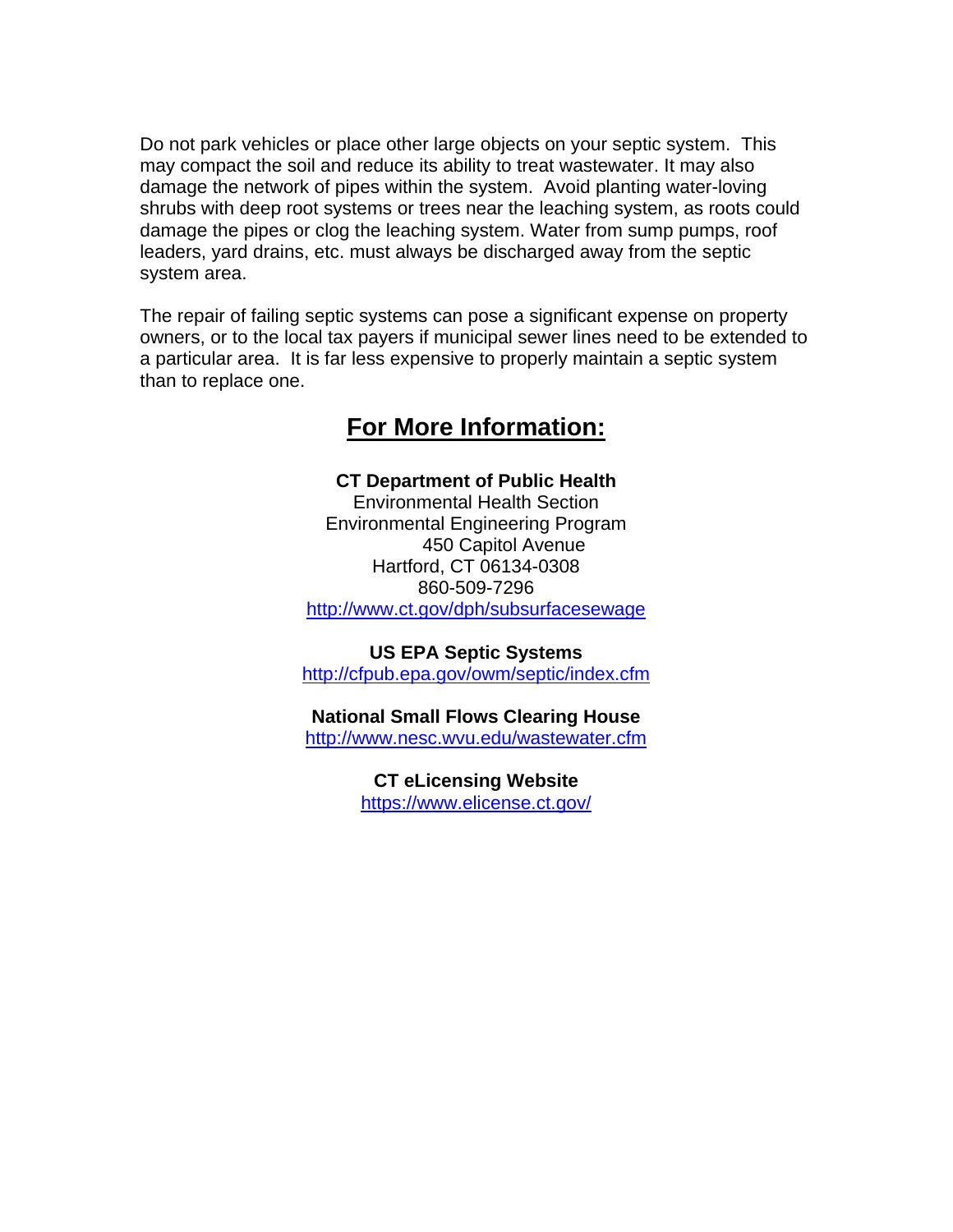Do not park vehicles or place other large objects on your septic system. This may compact the soil and reduce its ability to treat wastewater. It may also damage the network of pipes within the system. Avoid planting water-loving shrubs with deep root systems or trees near the leaching system, as roots could damage the pipes or clog the leaching system. Water from sump pumps, roof leaders, yard drains, etc. must always be discharged away from the septic system area.

The repair of failing septic systems can pose a significant expense on property owners, or to the local tax payers if municipal sewer lines need to be extended to a particular area. It is far less expensive to properly maintain a septic system than to replace one.

## For More Information:

**CT Department of Public Health**
Environmental Health Section
Environmental Engineering Program
450 Capitol Avenue
Hartford, CT 06134-0308
860-509-7296
http://www.ct.gov/dph/subsurfacesewage

**US EPA Septic Systems**
http://cfpub.epa.gov/owm/septic/index.cfm

**National Small Flows Clearing House**
http://www.nesc.wvu.edu/wastewater.cfm

**CT eLicensing Website**
https://www.elicense.ct.gov/